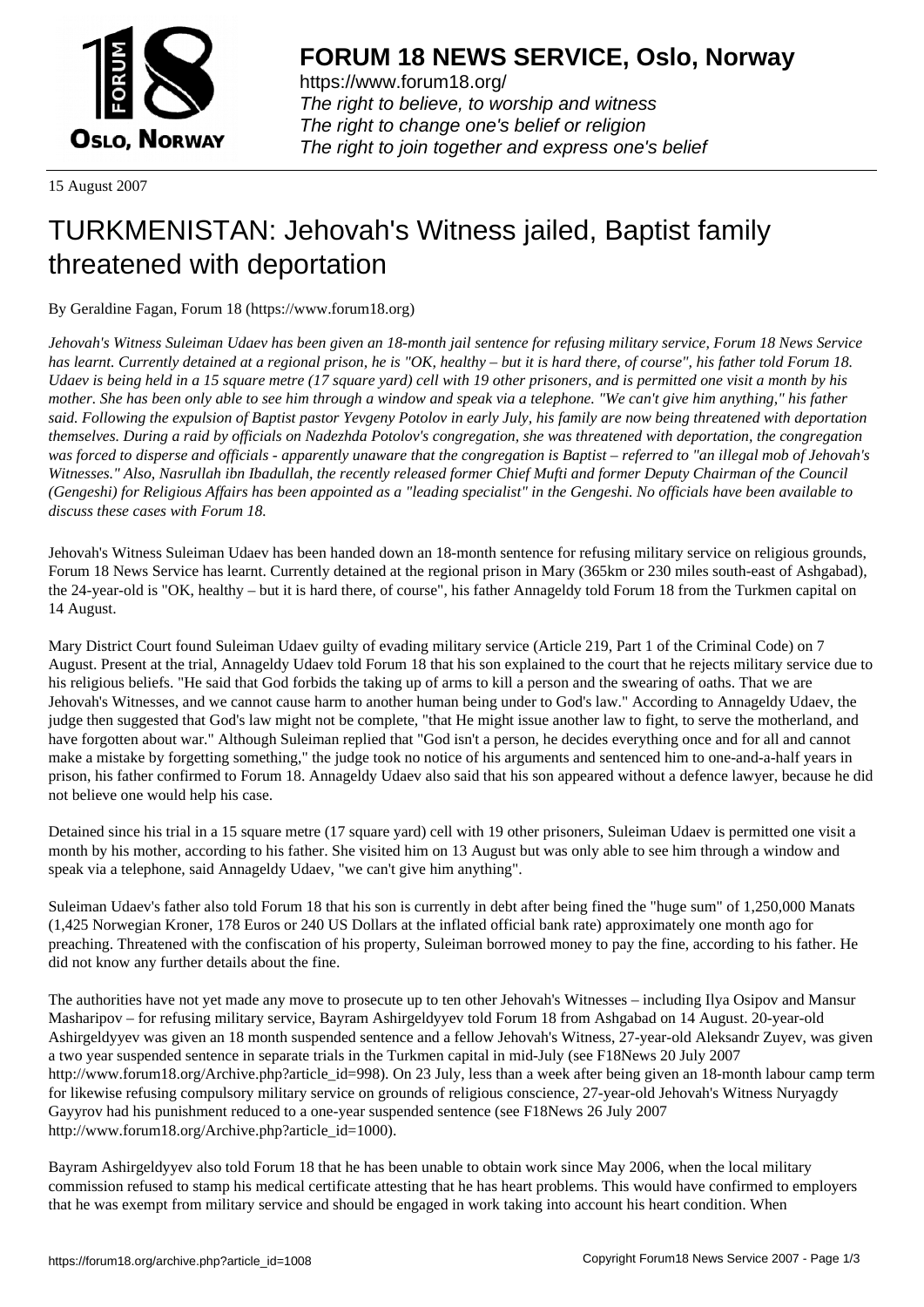**FORUM 18 NEWS SERVICE, Oslo, Norway**

https://www.forum18.org/
*The right to believe, to worship and witness*
*The right to change one's belief or religion*
*The right to join together and express one's belief*

15 August 2007

# TURKMENISTAN: Jehovah's Witness jailed, Baptist family threatened with deportation

By Geraldine Fagan, Forum 18 (https://www.forum18.org)

*Jehovah's Witness Suleiman Udaev has been given an 18-month jail sentence for refusing military service, Forum 18 News Service has learnt. Currently detained at a regional prison, he is "OK, healthy – but it is hard there, of course", his father told Forum 18. Udaev is being held in a 15 square metre (17 square yard) cell with 19 other prisoners, and is permitted one visit a month by his mother. She has been only able to see him through a window and speak via a telephone. "We can't give him anything," his father said. Following the expulsion of Baptist pastor Yevgeny Potolov in early July, his family are now being threatened with deportation themselves. During a raid by officials on Nadezhda Potolov's congregation, she was threatened with deportation, the congregation was forced to disperse and officials - apparently unaware that the congregation is Baptist – referred to "an illegal mob of Jehovah's Witnesses." Also, Nasrullah ibn Ibadullah, the recently released former Chief Mufti and former Deputy Chairman of the Council (Gengeshi) for Religious Affairs has been appointed as a "leading specialist" in the Gengeshi. No officials have been available to discuss these cases with Forum 18.*

Jehovah's Witness Suleiman Udaev has been handed down an 18-month sentence for refusing military service on religious grounds, Forum 18 News Service has learnt. Currently detained at the regional prison in Mary (365km or 230 miles south-east of Ashgabad), the 24-year-old is "OK, healthy – but it is hard there, of course", his father Annageldy told Forum 18 from the Turkmen capital on 14 August.

Mary District Court found Suleiman Udaev guilty of evading military service (Article 219, Part 1 of the Criminal Code) on 7 August. Present at the trial, Annageldy Udaev told Forum 18 that his son explained to the court that he rejects military service due to his religious beliefs. "He said that God forbids the taking up of arms to kill a person and the swearing of oaths. That we are Jehovah's Witnesses, and we cannot cause harm to another human being under to God's law." According to Annageldy Udaev, the judge then suggested that God's law might not be complete, "that He might issue another law to fight, to serve the motherland, and have forgotten about war." Although Suleiman replied that "God isn't a person, he decides everything once and for all and cannot make a mistake by forgetting something," the judge took no notice of his arguments and sentenced him to one-and-a-half years in prison, his father confirmed to Forum 18. Annageldy Udaev also said that his son appeared without a defence lawyer, because he did not believe one would help his case.

Detained since his trial in a 15 square metre (17 square yard) cell with 19 other prisoners, Suleiman Udaev is permitted one visit a month by his mother, according to his father. She visited him on 13 August but was only able to see him through a window and speak via a telephone, said Annageldy Udaev, "we can't give him anything".

Suleiman Udaev's father also told Forum 18 that his son is currently in debt after being fined the "huge sum" of 1,250,000 Manats (1,425 Norwegian Kroner, 178 Euros or 240 US Dollars at the inflated official bank rate) approximately one month ago for preaching. Threatened with the confiscation of his property, Suleiman borrowed money to pay the fine, according to his father. He did not know any further details about the fine.

The authorities have not yet made any move to prosecute up to ten other Jehovah's Witnesses – including Ilya Osipov and Mansur Masharipov – for refusing military service, Bayram Ashirgeldyyev told Forum 18 from Ashgabad on 14 August. 20-year-old Ashirgeldyyev was given an 18 month suspended sentence and a fellow Jehovah's Witness, 27-year-old Aleksandr Zuyev, was given a two year suspended sentence in separate trials in the Turkmen capital in mid-July (see F18News 20 July 2007 http://www.forum18.org/Archive.php?article_id=998). On 23 July, less than a week after being given an 18-month labour camp term for likewise refusing compulsory military service on grounds of religious conscience, 27-year-old Jehovah's Witness Nuryagdy Gayyrov had his punishment reduced to a one-year suspended sentence (see F18News 26 July 2007 http://www.forum18.org/Archive.php?article_id=1000).

Bayram Ashirgeldyyev also told Forum 18 that he has been unable to obtain work since May 2006, when the local military commission refused to stamp his medical certificate attesting that he has heart problems. This would have confirmed to employers that he was exempt from military service and should be engaged in work taking into account his heart condition. When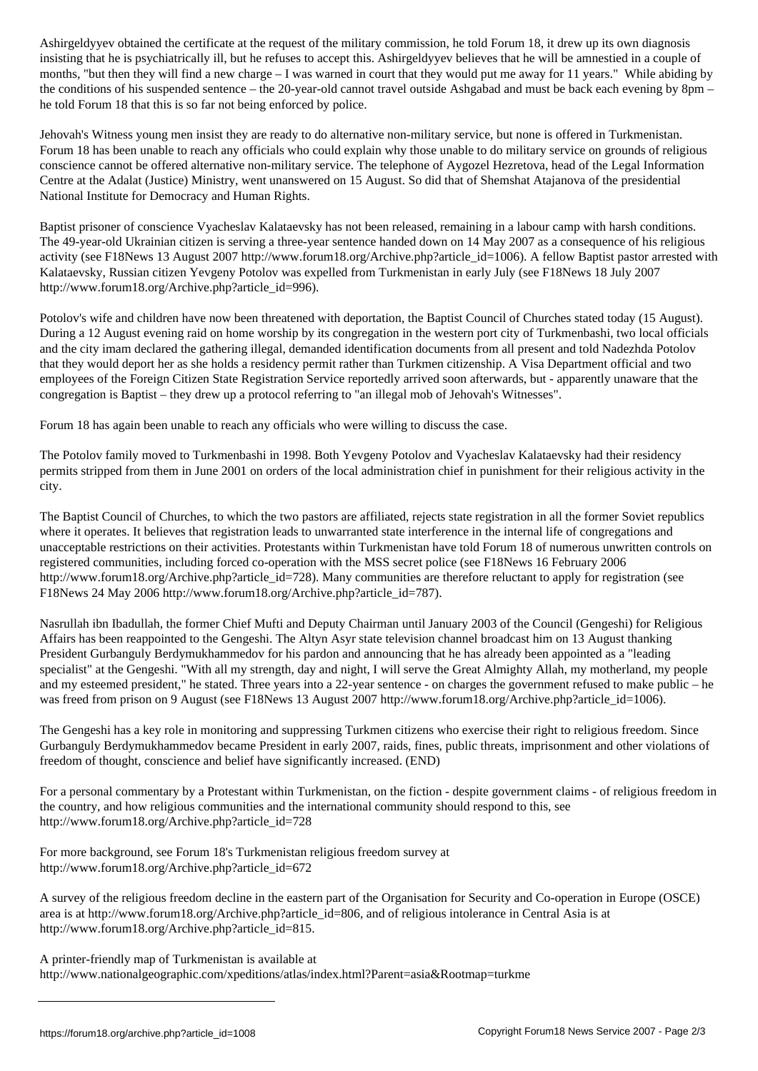Ashirgeldyyev obtained the certificate at the request of the military commission, he told Forum 18, it drew up its own diagnosis insisting that he is psychiatrically ill, but he refuses to accept this. Ashirgeldyyev believes that he will be amnestied in a couple of months, "but then they will find a new charge – I was warned in court that they would put me away for 11 years." While abiding by the conditions of his suspended sentence – the 20-year-old cannot travel outside Ashgabad and must be back each evening by 8pm – he told Forum 18 that this is so far not being enforced by police.

Jehovah's Witness young men insist they are ready to do alternative non-military service, but none is offered in Turkmenistan. Forum 18 has been unable to reach any officials who could explain why those unable to do military service on grounds of religious conscience cannot be offered alternative non-military service. The telephone of Aygozel Hezretova, head of the Legal Information Centre at the Adalat (Justice) Ministry, went unanswered on 15 August. So did that of Shemshat Atajanova of the presidential National Institute for Democracy and Human Rights.

Baptist prisoner of conscience Vyacheslav Kalataevsky has not been released, remaining in a labour camp with harsh conditions. The 49-year-old Ukrainian citizen is serving a three-year sentence handed down on 14 May 2007 as a consequence of his religious activity (see F18News 13 August 2007 http://www.forum18.org/Archive.php?article_id=1006). A fellow Baptist pastor arrested with Kalataevsky, Russian citizen Yevgeny Potolov was expelled from Turkmenistan in early July (see F18News 18 July 2007 http://www.forum18.org/Archive.php?article_id=996).

Potolov's wife and children have now been threatened with deportation, the Baptist Council of Churches stated today (15 August). During a 12 August evening raid on home worship by its congregation in the western port city of Turkmenbashi, two local officials and the city imam declared the gathering illegal, demanded identification documents from all present and told Nadezhda Potolov that they would deport her as she holds a residency permit rather than Turkmen citizenship. A Visa Department official and two employees of the Foreign Citizen State Registration Service reportedly arrived soon afterwards, but - apparently unaware that the congregation is Baptist – they drew up a protocol referring to "an illegal mob of Jehovah's Witnesses".

Forum 18 has again been unable to reach any officials who were willing to discuss the case.

The Potolov family moved to Turkmenbashi in 1998. Both Yevgeny Potolov and Vyacheslav Kalataevsky had their residency permits stripped from them in June 2001 on orders of the local administration chief in punishment for their religious activity in the city.

The Baptist Council of Churches, to which the two pastors are affiliated, rejects state registration in all the former Soviet republics where it operates. It believes that registration leads to unwarranted state interference in the internal life of congregations and unacceptable restrictions on their activities. Protestants within Turkmenistan have told Forum 18 of numerous unwritten controls on registered communities, including forced co-operation with the MSS secret police (see F18News 16 February 2006 http://www.forum18.org/Archive.php?article_id=728). Many communities are therefore reluctant to apply for registration (see F18News 24 May 2006 http://www.forum18.org/Archive.php?article_id=787).

Nasrullah ibn Ibadullah, the former Chief Mufti and Deputy Chairman until January 2003 of the Council (Gengeshi) for Religious Affairs has been reappointed to the Gengeshi. The Altyn Asyr state television channel broadcast him on 13 August thanking President Gurbanguly Berdymukhammedov for his pardon and announcing that he has already been appointed as a "leading specialist" at the Gengeshi. "With all my strength, day and night, I will serve the Great Almighty Allah, my motherland, my people and my esteemed president," he stated. Three years into a 22-year sentence - on charges the government refused to make public – he was freed from prison on 9 August (see F18News 13 August 2007 http://www.forum18.org/Archive.php?article_id=1006).

The Gengeshi has a key role in monitoring and suppressing Turkmen citizens who exercise their right to religious freedom. Since Gurbanguly Berdymukhammedov became President in early 2007, raids, fines, public threats, imprisonment and other violations of freedom of thought, conscience and belief have significantly increased. (END)

For a personal commentary by a Protestant within Turkmenistan, on the fiction - despite government claims - of religious freedom in the country, and how religious communities and the international community should respond to this, see http://www.forum18.org/Archive.php?article_id=728

For more background, see Forum 18's Turkmenistan religious freedom survey at http://www.forum18.org/Archive.php?article_id=672

A survey of the religious freedom decline in the eastern part of the Organisation for Security and Co-operation in Europe (OSCE) area is at http://www.forum18.org/Archive.php?article_id=806, and of religious intolerance in Central Asia is at http://www.forum18.org/Archive.php?article_id=815.

A printer-friendly map of Turkmenistan is available at http://www.nationalgeographic.com/xpeditions/atlas/index.html?Parent=asia&Rootmap=turkme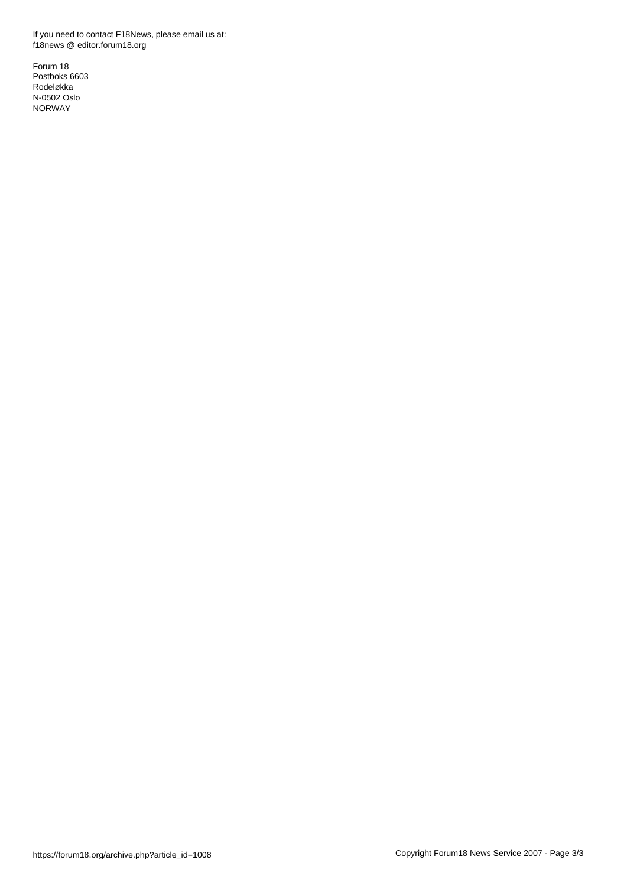If you need to contact F18News, please email us at:
f18news @ editor.forum18.org

Forum 18
Postboks 6603
Rodeløkka
N-0502 Oslo
NORWAY